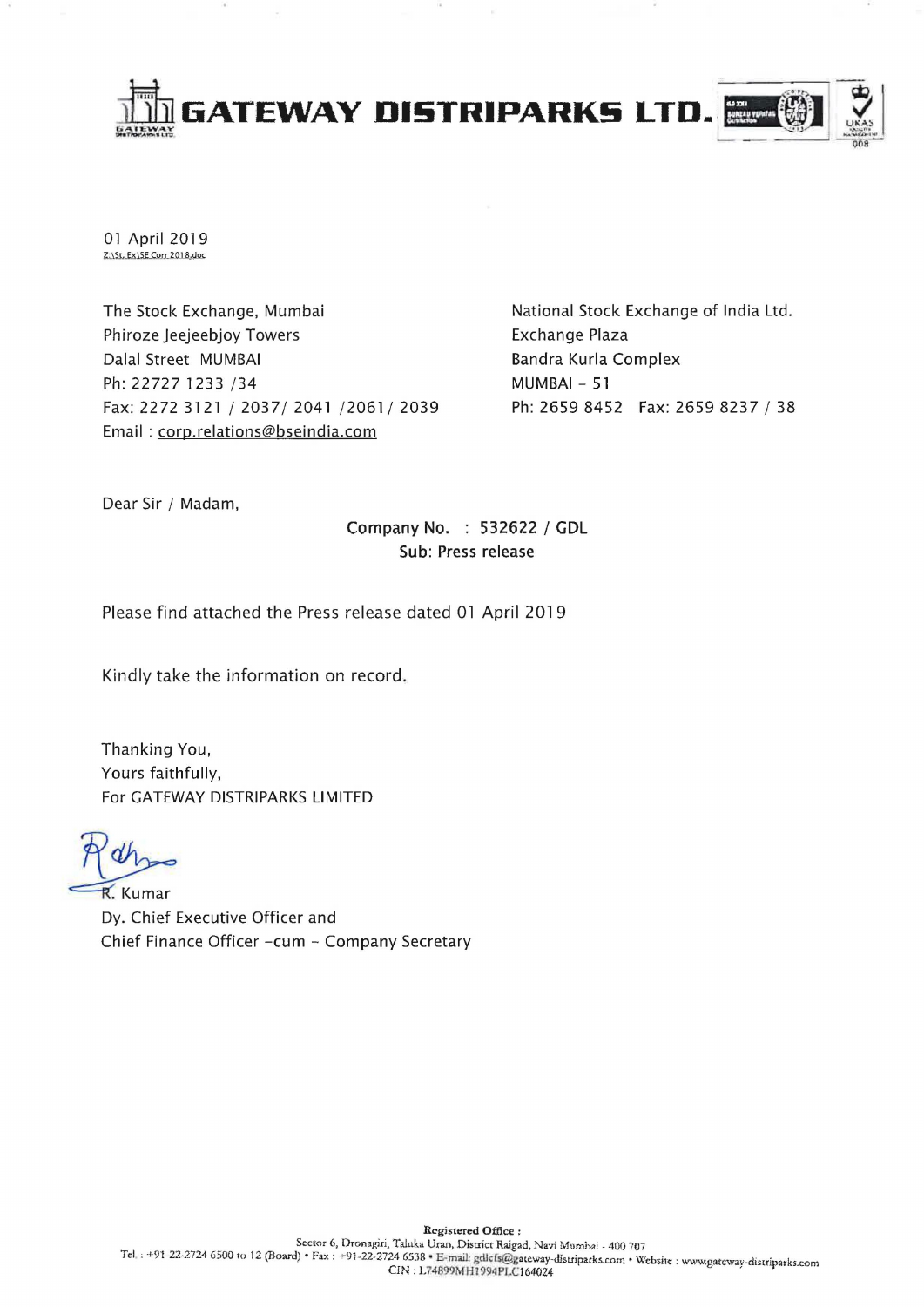# GATEWAY DISTRIPARKS LTD.

01 April 2019
Z:\St. Ex\SE Corr 2018.doc

The Stock Exchange, Mumbai
Phiroze Jeejeebjoy Towers
Dalal Street MUMBAI
Ph: 22727 1233 /34
Fax: 2272 3121 / 2037/ 2041 /2061/ 2039
Email : corp.relations@bseindia.com

National Stock Exchange of India Ltd.
Exchange Plaza
Bandra Kurla Complex
MUMBAI – 51
Ph: 2659 8452 Fax: 2659 8237 / 38

Dear Sir / Madam,

**Company No. : 532622 / GDL**
**Sub: Press release**

Please find attached the Press release dated 01 April 2019

Kindly take the information on record.

Thanking You,
Yours faithfully,
For GATEWAY DISTRIPARKS LIMITED

R. Kumar
Dy. Chief Executive Officer and
Chief Finance Officer –cum – Company Secretary

**Registered Office :**
Sector 6, Dronagiri, Taluka Uran, District Raigad, Navi Mumbai - 400 707
Tel. : +91 22-2724 6500 to 12 (Board) • Fax : +91-22-2724 6538 • E-mail: gdlcfs@gateway-distriparks.com • Website : www.gateway-distriparks.com
CIN : L74899MH1994PLC164024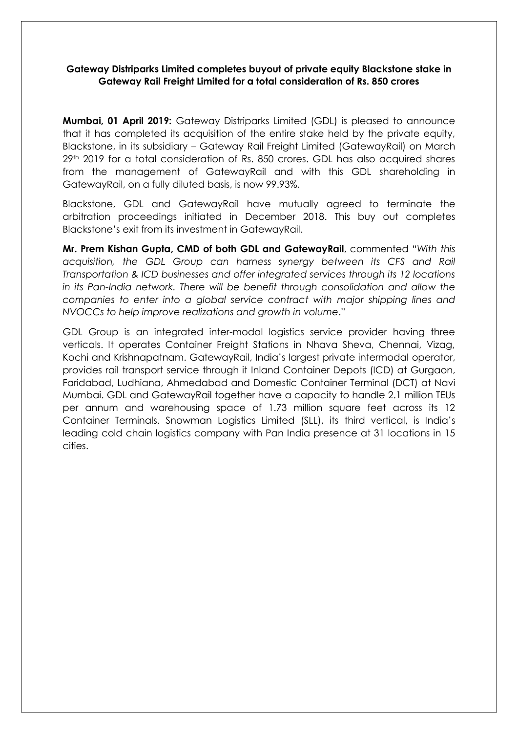**Gateway Distriparks Limited completes buyout of private equity Blackstone stake in Gateway Rail Freight Limited for a total consideration of Rs. 850 crores**

**Mumbai, 01 April 2019:** Gateway Distriparks Limited (GDL) is pleased to announce that it has completed its acquisition of the entire stake held by the private equity, Blackstone, in its subsidiary – Gateway Rail Freight Limited (GatewayRail) on March 29th 2019 for a total consideration of Rs. 850 crores. GDL has also acquired shares from the management of GatewayRail and with this GDL shareholding in GatewayRail, on a fully diluted basis, is now 99.93%.

Blackstone, GDL and GatewayRail have mutually agreed to terminate the arbitration proceedings initiated in December 2018. This buy out completes Blackstone's exit from its investment in GatewayRail.

**Mr. Prem Kishan Gupta, CMD of both GDL and GatewayRail**, commented "*With this acquisition, the GDL Group can harness synergy between its CFS and Rail Transportation & ICD businesses and offer integrated services through its 12 locations in its Pan-India network. There will be benefit through consolidation and allow the companies to enter into a global service contract with major shipping lines and NVOCCs to help improve realizations and growth in volume*."

GDL Group is an integrated inter-modal logistics service provider having three verticals. It operates Container Freight Stations in Nhava Sheva, Chennai, Vizag, Kochi and Krishnapatnam. GatewayRail, India's largest private intermodal operator, provides rail transport service through it Inland Container Depots (ICD) at Gurgaon, Faridabad, Ludhiana, Ahmedabad and Domestic Container Terminal (DCT) at Navi Mumbai. GDL and GatewayRail together have a capacity to handle 2.1 million TEUs per annum and warehousing space of 1.73 million square feet across its 12 Container Terminals. Snowman Logistics Limited (SLL), its third vertical, is India's leading cold chain logistics company with Pan India presence at 31 locations in 15 cities.